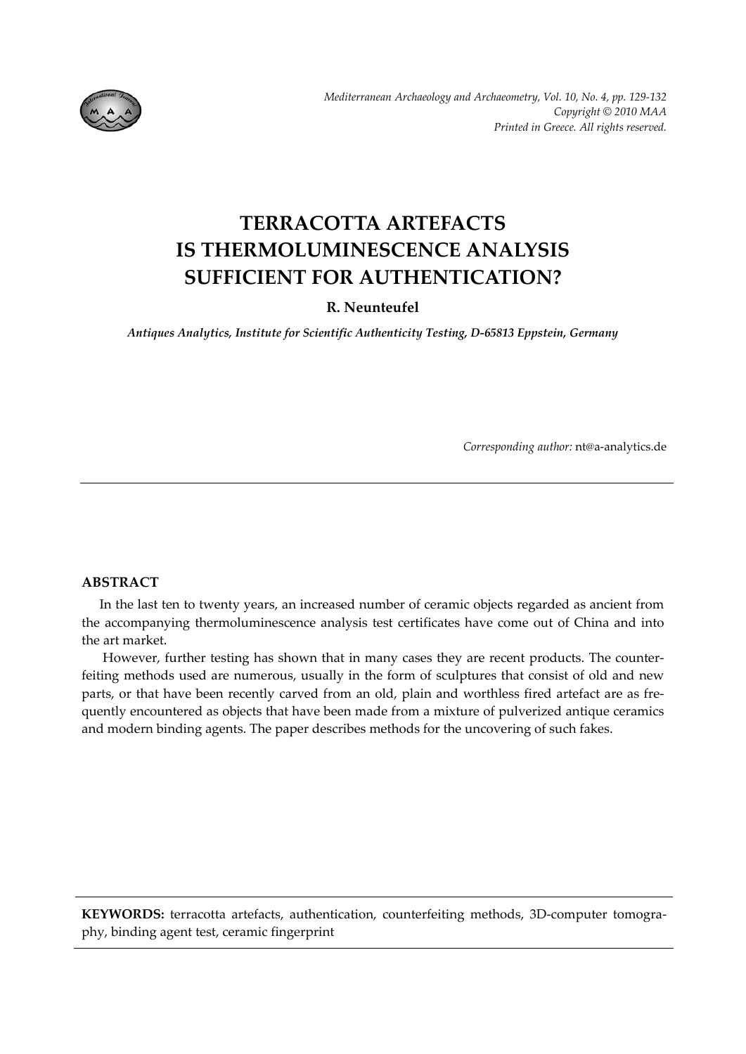# TERRACOTTA ARTEFACTS IS THERMOLUMINESCENCE ANALYSIS SUFFICIENT FOR AUTHENTICATION?

**R. Neunteufel**

***Antiques Analytics, Institute for Scientific Authenticity Testing, D-65813 Eppstein, Germany***

*Corresponding author:* nt@a-analytics.de

## ABSTRACT

In the last ten to twenty years, an increased number of ceramic objects regarded as ancient from the accompanying thermoluminescence analysis test certificates have come out of China and into the art market.

However, further testing has shown that in many cases they are recent products. The counterfeiting methods used are numerous, usually in the form of sculptures that consist of old and new parts, or that have been recently carved from an old, plain and worthless fired artefact are as frequently encountered as objects that have been made from a mixture of pulverized antique ceramics and modern binding agents. The paper describes methods for the uncovering of such fakes.

**KEYWORDS:** terracotta artefacts, authentication, counterfeiting methods, 3D-computer tomography, binding agent test, ceramic fingerprint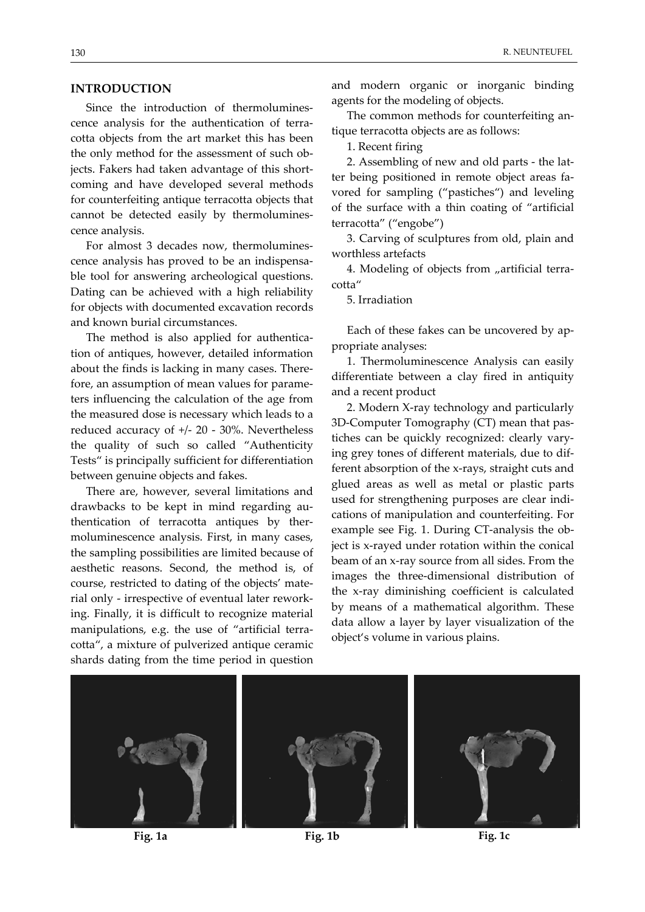## INTRODUCTION

Since the introduction of thermoluminescence analysis for the authentication of terracotta objects from the art market this has been the only method for the assessment of such objects. Fakers had taken advantage of this shortcoming and have developed several methods for counterfeiting antique terracotta objects that cannot be detected easily by thermoluminescence analysis.

For almost 3 decades now, thermoluminescence analysis has proved to be an indispensable tool for answering archeological questions. Dating can be achieved with a high reliability for objects with documented excavation records and known burial circumstances.

The method is also applied for authentication of antiques, however, detailed information about the finds is lacking in many cases. Therefore, an assumption of mean values for parameters influencing the calculation of the age from the measured dose is necessary which leads to a reduced accuracy of +/- 20 - 30%. Nevertheless the quality of such so called "Authenticity Tests" is principally sufficient for differentiation between genuine objects and fakes.

There are, however, several limitations and drawbacks to be kept in mind regarding authentication of terracotta antiques by thermoluminescence analysis. First, in many cases, the sampling possibilities are limited because of aesthetic reasons. Second, the method is, of course, restricted to dating of the objects' material only - irrespective of eventual later reworking. Finally, it is difficult to recognize material manipulations, e.g. the use of "artificial terracotta", a mixture of pulverized antique ceramic shards dating from the time period in question and modern organic or inorganic binding agents for the modeling of objects.

The common methods for counterfeiting antique terracotta objects are as follows:

1. Recent firing
2. Assembling of new and old parts - the latter being positioned in remote object areas favored for sampling ("pastiches") and leveling of the surface with a thin coating of "artificial terracotta" ("engobe")
3. Carving of sculptures from old, plain and worthless artefacts
4. Modeling of objects from „artificial terracotta"
5. Irradiation

Each of these fakes can be uncovered by appropriate analyses:

1. Thermoluminescence Analysis can easily differentiate between a clay fired in antiquity and a recent product
2. Modern X-ray technology and particularly 3D-Computer Tomography (CT) mean that pastiches can be quickly recognized: clearly varying grey tones of different materials, due to different absorption of the x-rays, straight cuts and glued areas as well as metal or plastic parts used for strengthening purposes are clear indications of manipulation and counterfeiting. For example see Fig. 1. During CT-analysis the object is x-rayed under rotation within the conical beam of an x-ray source from all sides. From the images the three-dimensional distribution of the x-ray diminishing coefficient is calculated by means of a mathematical algorithm. These data allow a layer by layer visualization of the object's volume in various plains.

**Fig. 1a** **Fig. 1b** **Fig. 1c**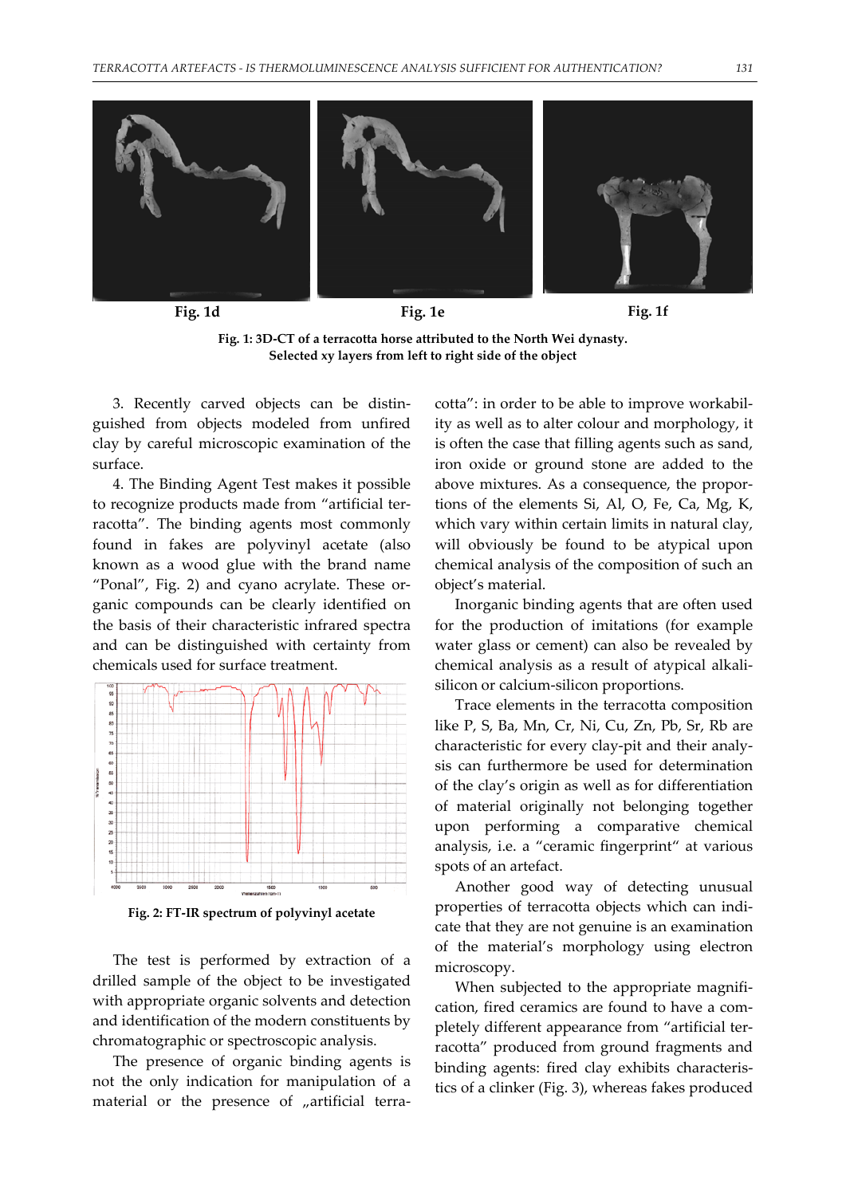Fig. 1d

Fig. 1e

Fig. 1f

**Fig. 1: 3D-CT of a terracotta horse attributed to the North Wei dynasty. Selected xy layers from left to right side of the object**

3. Recently carved objects can be distinguished from objects modeled from unfired clay by careful microscopic examination of the surface.

4. The Binding Agent Test makes it possible to recognize products made from "artificial terracotta". The binding agents most commonly found in fakes are polyvinyl acetate (also known as a wood glue with the brand name "Ponal", Fig. 2) and cyano acrylate. These organic compounds can be clearly identified on the basis of their characteristic infrared spectra and can be distinguished with certainty from chemicals used for surface treatment.

**Fig. 2: FT-IR spectrum of polyvinyl acetate**

The test is performed by extraction of a drilled sample of the object to be investigated with appropriate organic solvents and detection and identification of the modern constituents by chromatographic or spectroscopic analysis.

The presence of organic binding agents is not the only indication for manipulation of a material or the presence of „artificial terracotta": in order to be able to improve workability as well as to alter colour and morphology, it is often the case that filling agents such as sand, iron oxide or ground stone are added to the above mixtures. As a consequence, the proportions of the elements Si, Al, O, Fe, Ca, Mg, K, which vary within certain limits in natural clay, will obviously be found to be atypical upon chemical analysis of the composition of such an object's material.

Inorganic binding agents that are often used for the production of imitations (for example water glass or cement) can also be revealed by chemical analysis as a result of atypical alkali-silicon or calcium-silicon proportions.

Trace elements in the terracotta composition like P, S, Ba, Mn, Cr, Ni, Cu, Zn, Pb, Sr, Rb are characteristic for every clay-pit and their analysis can furthermore be used for determination of the clay's origin as well as for differentiation of material originally not belonging together upon performing a comparative chemical analysis, i.e. a "ceramic fingerprint" at various spots of an artefact.

Another good way of detecting unusual properties of terracotta objects which can indicate that they are not genuine is an examination of the material's morphology using electron microscopy.

When subjected to the appropriate magnification, fired ceramics are found to have a completely different appearance from "artificial terracotta" produced from ground fragments and binding agents: fired clay exhibits characteristics of a clinker (Fig. 3), whereas fakes produced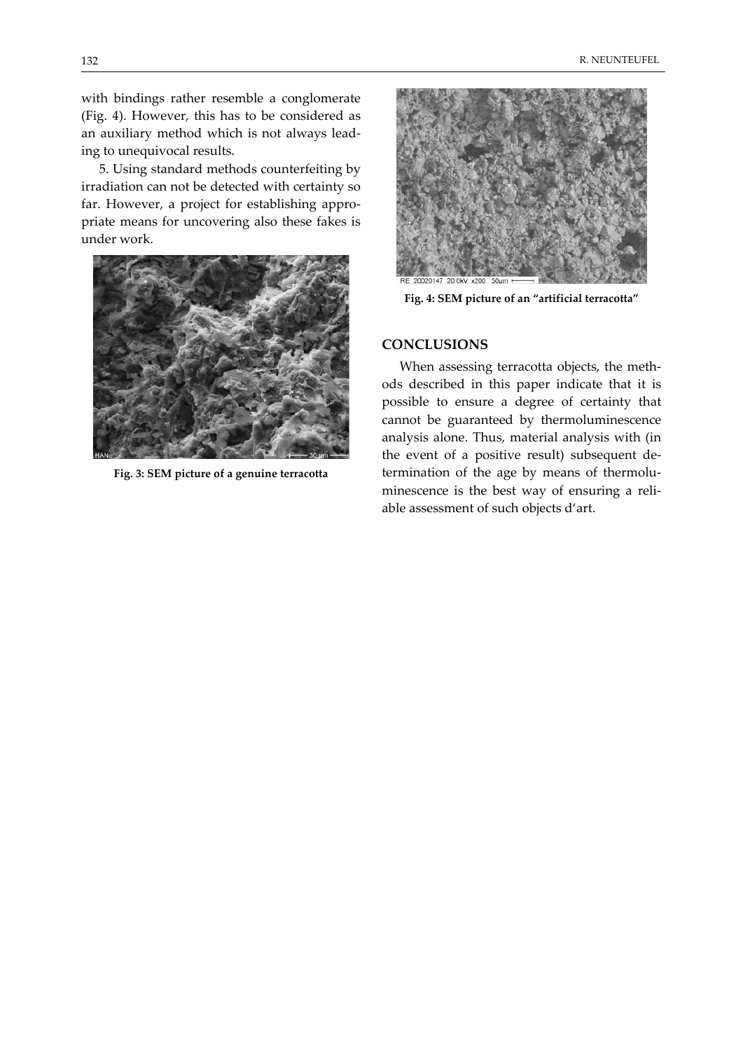with bindings rather resemble a conglomerate (Fig. 4). However, this has to be considered as an auxiliary method which is not always leading to unequivocal results.

5. Using standard methods counterfeiting by irradiation can not be detected with certainty so far. However, a project for establishing appropriate means for uncovering also these fakes is under work.

**Fig. 3: SEM picture of a genuine terracotta**

**Fig. 4: SEM picture of an "artificial terracotta"**

## CONCLUSIONS

When assessing terracotta objects, the methods described in this paper indicate that it is possible to ensure a degree of certainty that cannot be guaranteed by thermoluminescence analysis alone. Thus, material analysis with (in the event of a positive result) subsequent determination of the age by means of thermoluminescence is the best way of ensuring a reliable assessment of such objects d'art.